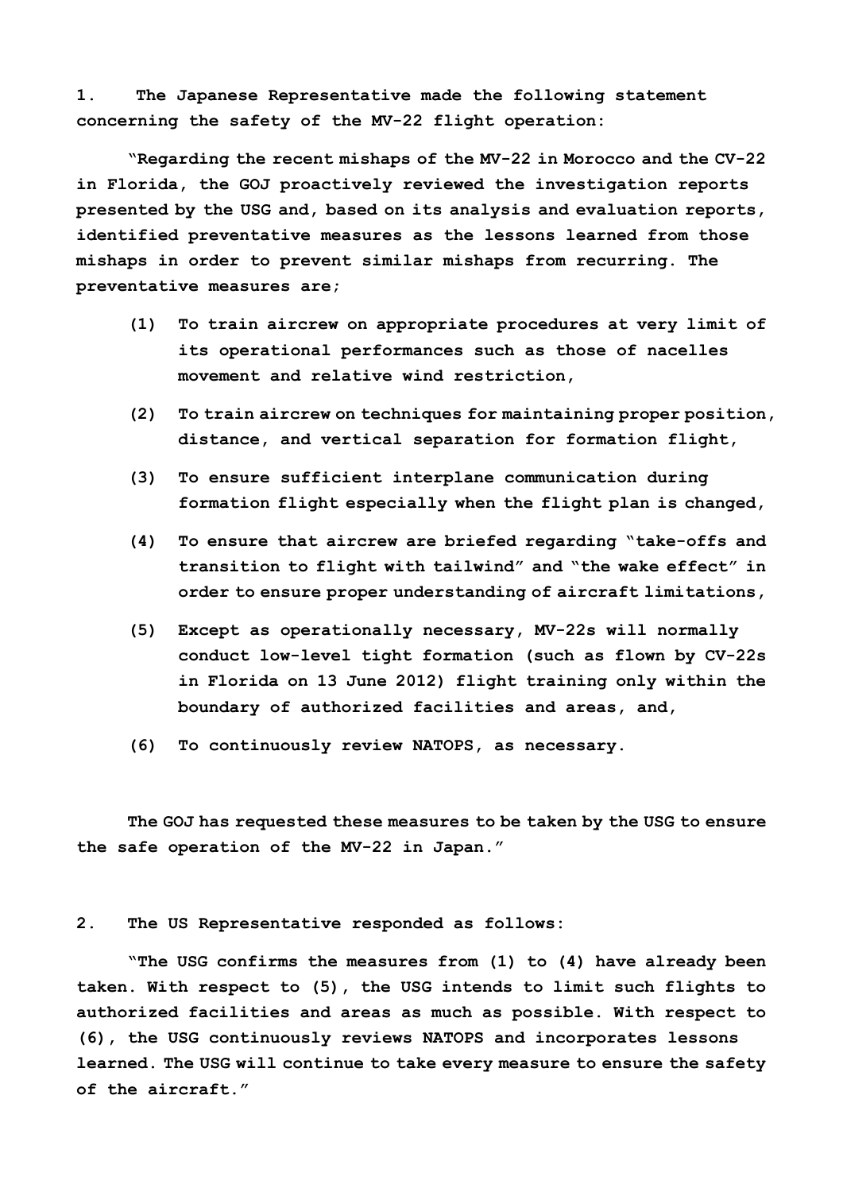**1. The Japanese Representative made the following statement concerning the safety of the MV-22 flight operation:**

**"Regarding the recent mishaps of the MV-22 in Morocco and the CV-22 in Florida, the GOJ proactively reviewed the investigation reports presented by the USG and, based on its analysis and evaluation reports, identified preventative measures as the lessons learned from those mishaps in order to prevent similar mishaps from recurring. The preventative measures are;**

**(1) To train aircrew on appropriate procedures at very limit of its operational performances such as those of nacelles movement and relative wind restriction,**

**(2) To train aircrew on techniques for maintaining proper position, distance, and vertical separation for formation flight,**

**(3) To ensure sufficient interplane communication during formation flight especially when the flight plan is changed,**

**(4) To ensure that aircrew are briefed regarding "take-offs and transition to flight with tailwind" and "the wake effect" in order to ensure proper understanding of aircraft limitations,**

**(5) Except as operationally necessary, MV-22s will normally conduct low-level tight formation (such as flown by CV-22s in Florida on 13 June 2012) flight training only within the boundary of authorized facilities and areas, and,**

**(6) To continuously review NATOPS, as necessary.**

**The GOJ has requested these measures to be taken by the USG to ensure the safe operation of the MV-22 in Japan."**

**2. The US Representative responded as follows:**

**"The USG confirms the measures from (1) to (4) have already been taken. With respect to (5), the USG intends to limit such flights to authorized facilities and areas as much as possible. With respect to (6), the USG continuously reviews NATOPS and incorporates lessons learned. The USG will continue to take every measure to ensure the safety of the aircraft."**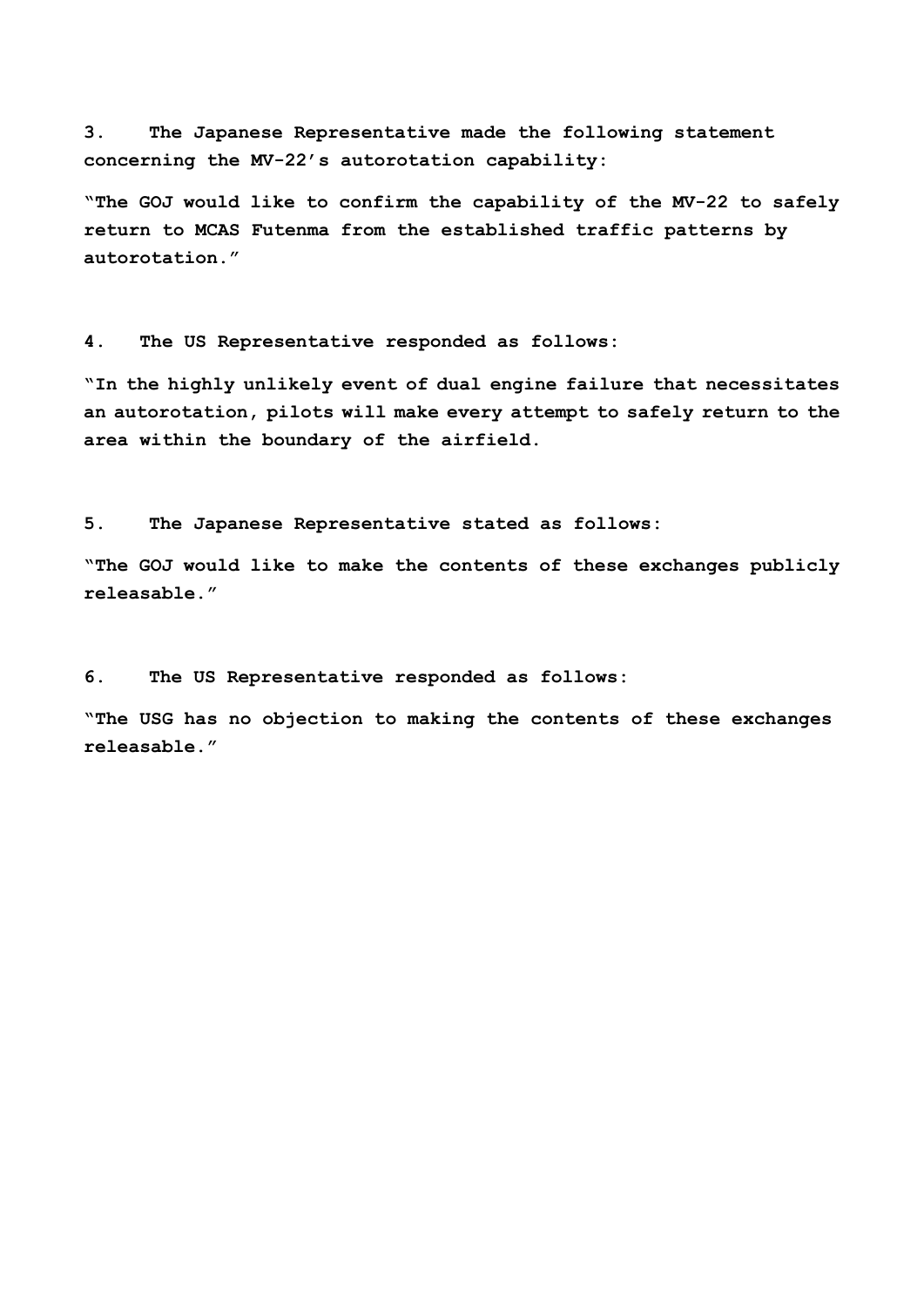**3. The Japanese Representative made the following statement concerning the MV-22's autorotation capability:**

**"The GOJ would like to confirm the capability of the MV-22 to safely return to MCAS Futenma from the established traffic patterns by autorotation."**

**4. The US Representative responded as follows:**

**"In the highly unlikely event of dual engine failure that necessitates an autorotation, pilots will make every attempt to safely return to the area within the boundary of the airfield.**

**5. The Japanese Representative stated as follows:**

**"The GOJ would like to make the contents of these exchanges publicly releasable."**

**6. The US Representative responded as follows:**

**"The USG has no objection to making the contents of these exchanges releasable."**